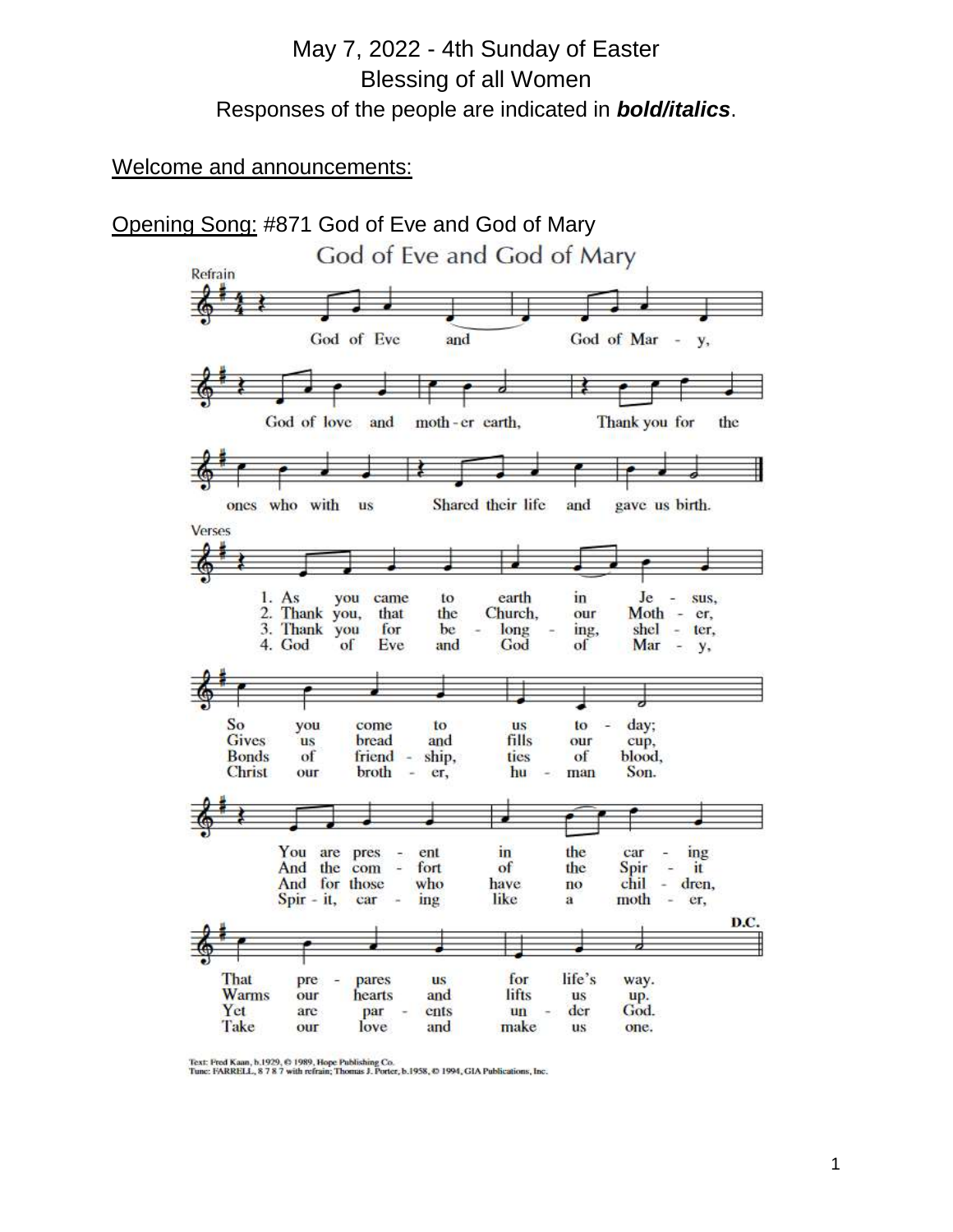May 7, 2022 - 4th Sunday of Easter
Blessing of all Women
Responses of the people are indicated in ***bold/italics***.

Welcome and announcements:

Opening Song: #871 God of Eve and God of Mary

God of Eve and God of Mary

Refrain

God of Eve and God of Mary,
God of love and moth-er earth,
Thank you for the ones who with us
Shared their life and gave us birth.

Verses

1. As you came to earth in Jesus,
So you come to us today;
You are present in the caring
That prepares us for life's way.

2. Thank you, that the Church, our Mother,
Gives us bread and fills our cup,
And the comfort of the Spirit
Warms our hearts and lifts us up.

3. Thank you for belonging, shelter,
Bonds of friendship, ties of blood,
And for those who have no children,
Yet are parents under God.

4. God of Eve and God of Mary,
Christ our brother, human Son,
Spirit, caring like a mother,
Take our love and make us one.

D.C.

Text: Fred Kaan, b.1929, © 1989, Hope Publishing Co.
Tune: FARRELL, 8 7 8 7 with refrain; Thomas J. Porter, b.1958, © 1994, GIA Publications, Inc.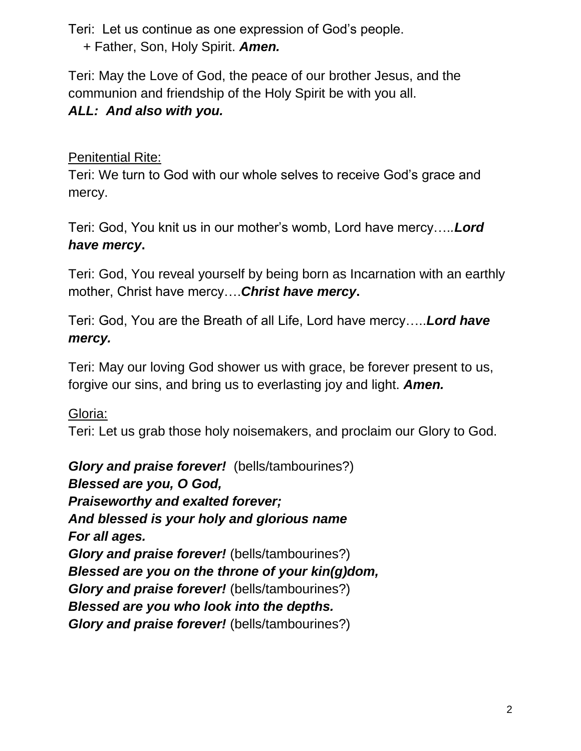Teri: Let us continue as one expression of God's people.
+ Father, Son, Holy Spirit. ***Amen.***

Teri: May the Love of God, the peace of our brother Jesus, and the communion and friendship of the Holy Spirit be with you all.
***ALL: And also with you.***

Penitential Rite:

Teri: We turn to God with our whole selves to receive God's grace and mercy.

Teri: God, You knit us in our mother's womb, Lord have mercy…..***Lord have mercy*.**

Teri: God, You reveal yourself by being born as Incarnation with an earthly mother, Christ have mercy….***Christ have mercy*.**

Teri: God, You are the Breath of all Life, Lord have mercy…..***Lord have mercy.***

Teri: May our loving God shower us with grace, be forever present to us, forgive our sins, and bring us to everlasting joy and light. ***Amen.***

Gloria:

Teri: Let us grab those holy noisemakers, and proclaim our Glory to God.

***Glory and praise forever!*** (bells/tambourines?)
***Blessed are you, O God,***
***Praiseworthy and exalted forever;***
***And blessed is your holy and glorious name***
***For all ages.***
***Glory and praise forever!*** (bells/tambourines?)
***Blessed are you on the throne of your kin(g)dom,***
***Glory and praise forever!*** (bells/tambourines?)
***Blessed are you who look into the depths.***
***Glory and praise forever!*** (bells/tambourines?)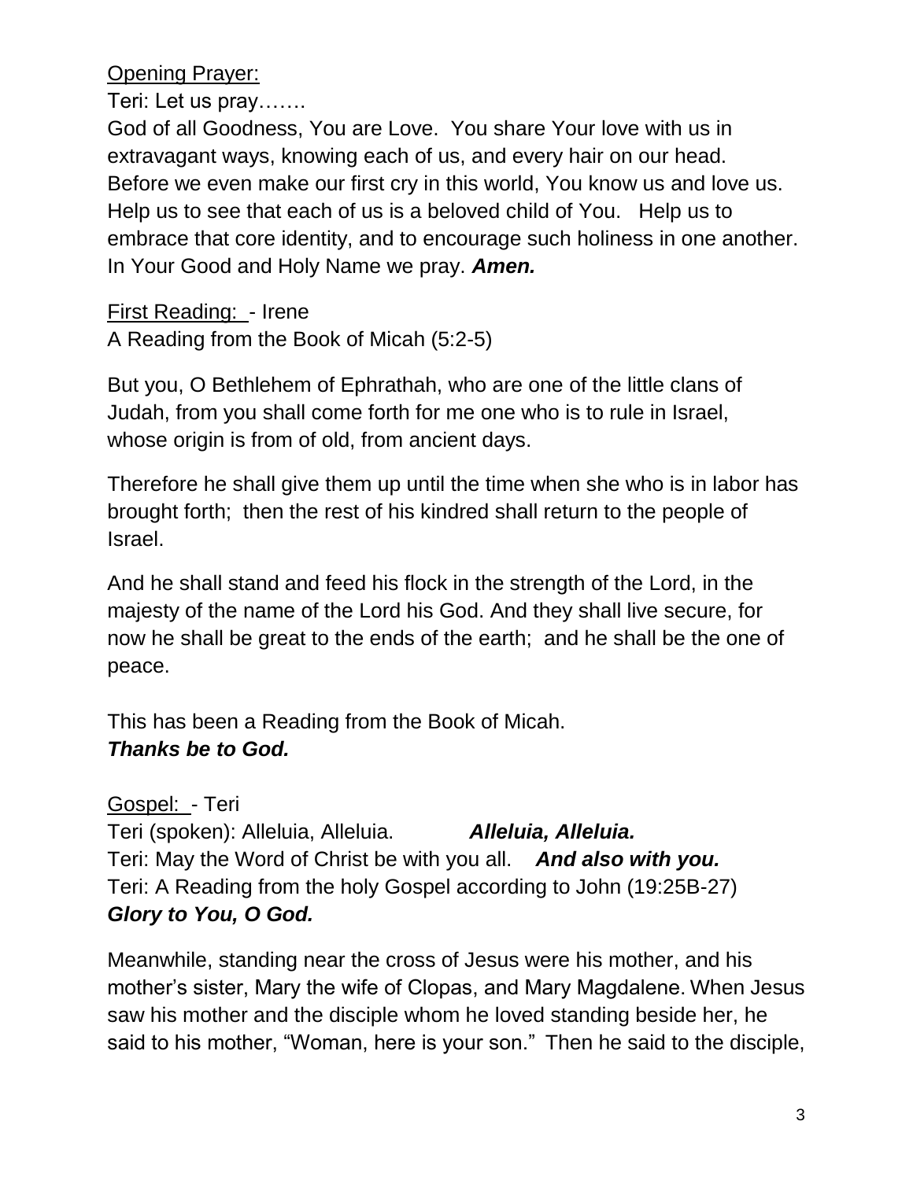Opening Prayer:

Teri: Let us pray…….

God of all Goodness, You are Love. You share Your love with us in extravagant ways, knowing each of us, and every hair on our head. Before we even make our first cry in this world, You know us and love us. Help us to see that each of us is a beloved child of You. Help us to embrace that core identity, and to encourage such holiness in one another. In Your Good and Holy Name we pray. ***Amen.***

First Reading: - Irene

A Reading from the Book of Micah (5:2-5)

But you, O Bethlehem of Ephrathah, who are one of the little clans of Judah, from you shall come forth for me one who is to rule in Israel, whose origin is from of old, from ancient days.

Therefore he shall give them up until the time when she who is in labor has brought forth; then the rest of his kindred shall return to the people of Israel.

And he shall stand and feed his flock in the strength of the Lord, in the majesty of the name of the Lord his God. And they shall live secure, for now he shall be great to the ends of the earth; and he shall be the one of peace.

This has been a Reading from the Book of Micah.
***Thanks be to God.***

Gospel: - Teri

Teri (spoken): Alleluia, Alleluia. ***Alleluia, Alleluia.***
Teri: May the Word of Christ be with you all. ***And also with you.***
Teri: A Reading from the holy Gospel according to John (19:25B-27)
***Glory to You, O God.***

Meanwhile, standing near the cross of Jesus were his mother, and his mother's sister, Mary the wife of Clopas, and Mary Magdalene. When Jesus saw his mother and the disciple whom he loved standing beside her, he said to his mother, "Woman, here is your son." Then he said to the disciple,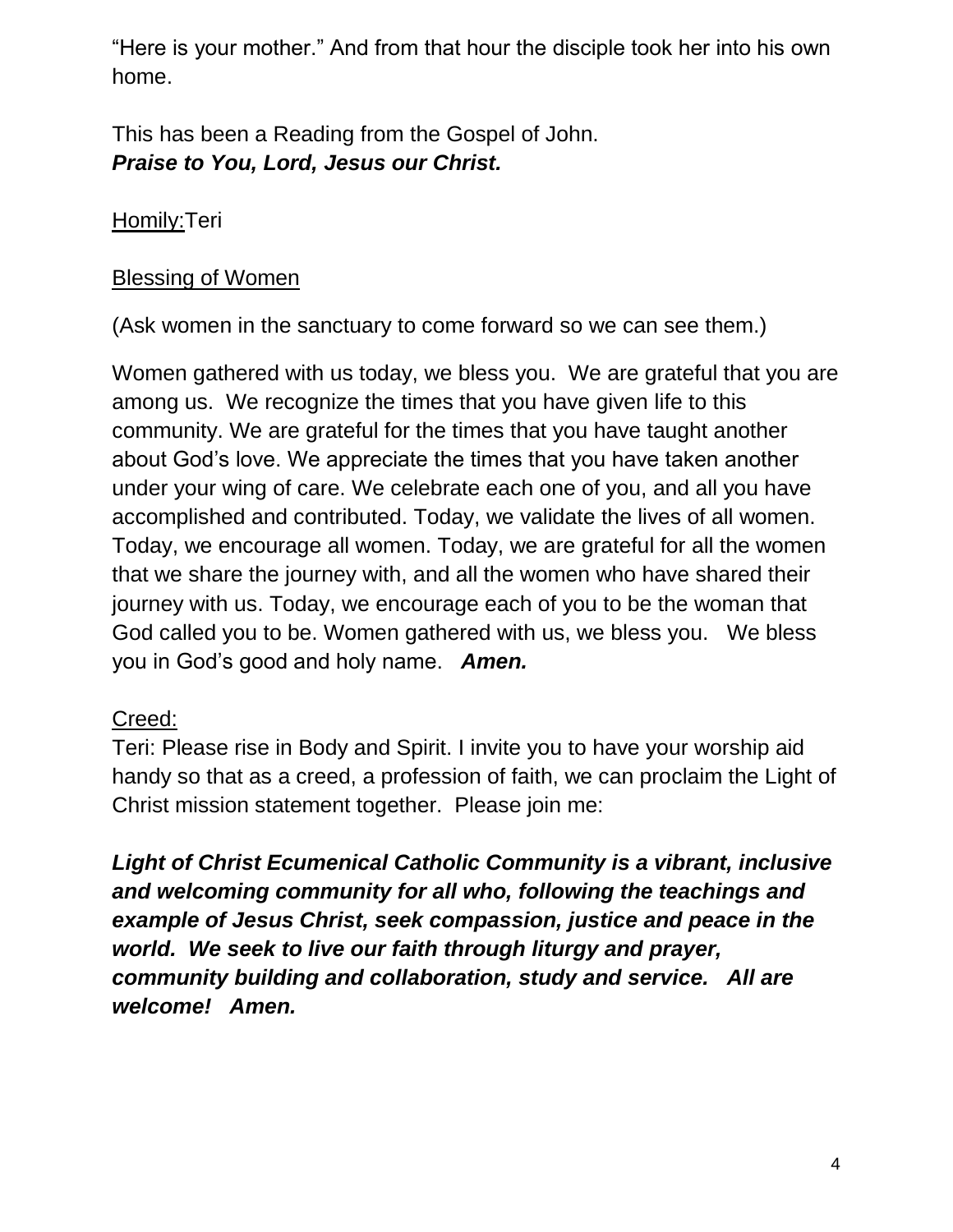"Here is your mother." And from that hour the disciple took her into his own home.

This has been a Reading from the Gospel of John.
***Praise to You, Lord, Jesus our Christ.***

<u>Homily:</u>Teri

<u>Blessing of Women</u>

(Ask women in the sanctuary to come forward so we can see them.)

Women gathered with us today, we bless you. We are grateful that you are among us. We recognize the times that you have given life to this community. We are grateful for the times that you have taught another about God's love. We appreciate the times that you have taken another under your wing of care. We celebrate each one of you, and all you have accomplished and contributed. Today, we validate the lives of all women. Today, we encourage all women. Today, we are grateful for all the women that we share the journey with, and all the women who have shared their journey with us. Today, we encourage each of you to be the woman that God called you to be. Women gathered with us, we bless you. We bless you in God's good and holy name. ***Amen.***

<u>Creed:</u>
Teri: Please rise in Body and Spirit. I invite you to have your worship aid handy so that as a creed, a profession of faith, we can proclaim the Light of Christ mission statement together. Please join me:

***Light of Christ Ecumenical Catholic Community is a vibrant, inclusive and welcoming community for all who, following the teachings and example of Jesus Christ, seek compassion, justice and peace in the world. We seek to live our faith through liturgy and prayer, community building and collaboration, study and service. All are welcome! Amen.***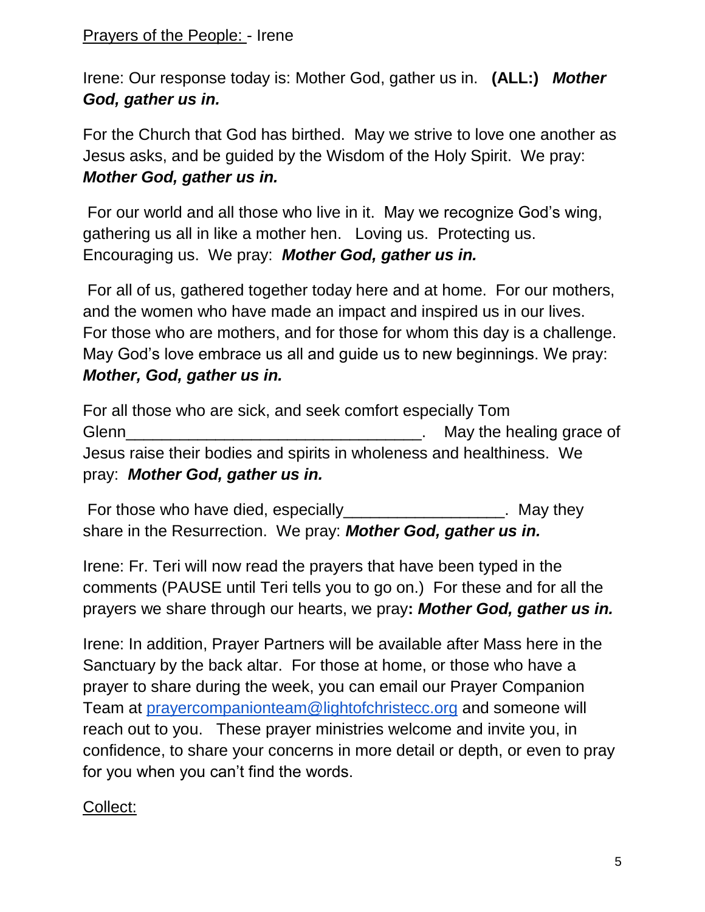Prayers of the People: - Irene

Irene: Our response today is: Mother God, gather us in. **(ALL:)** ***Mother God, gather us in.***

For the Church that God has birthed. May we strive to love one another as Jesus asks, and be guided by the Wisdom of the Holy Spirit. We pray: ***Mother God, gather us in.***

For our world and all those who live in it. May we recognize God's wing, gathering us all in like a mother hen. Loving us. Protecting us. Encouraging us. We pray: ***Mother God, gather us in.***

For all of us, gathered together today here and at home. For our mothers, and the women who have made an impact and inspired us in our lives. For those who are mothers, and for those for whom this day is a challenge. May God's love embrace us all and guide us to new beginnings. We pray: ***Mother, God, gather us in.***

For all those who are sick, and seek comfort especially Tom Glenn_________________________________. May the healing grace of Jesus raise their bodies and spirits in wholeness and healthiness. We pray: ***Mother God, gather us in.***

For those who have died, especially__________________. May they share in the Resurrection. We pray: ***Mother God, gather us in.***

Irene: Fr. Teri will now read the prayers that have been typed in the comments (PAUSE until Teri tells you to go on.) For these and for all the prayers we share through our hearts, we pray**:** ***Mother God, gather us in.***

Irene: In addition, Prayer Partners will be available after Mass here in the Sanctuary by the back altar. For those at home, or those who have a prayer to share during the week, you can email our Prayer Companion Team at prayercompanionteam@lightofchristecc.org and someone will reach out to you. These prayer ministries welcome and invite you, in confidence, to share your concerns in more detail or depth, or even to pray for you when you can't find the words.

Collect: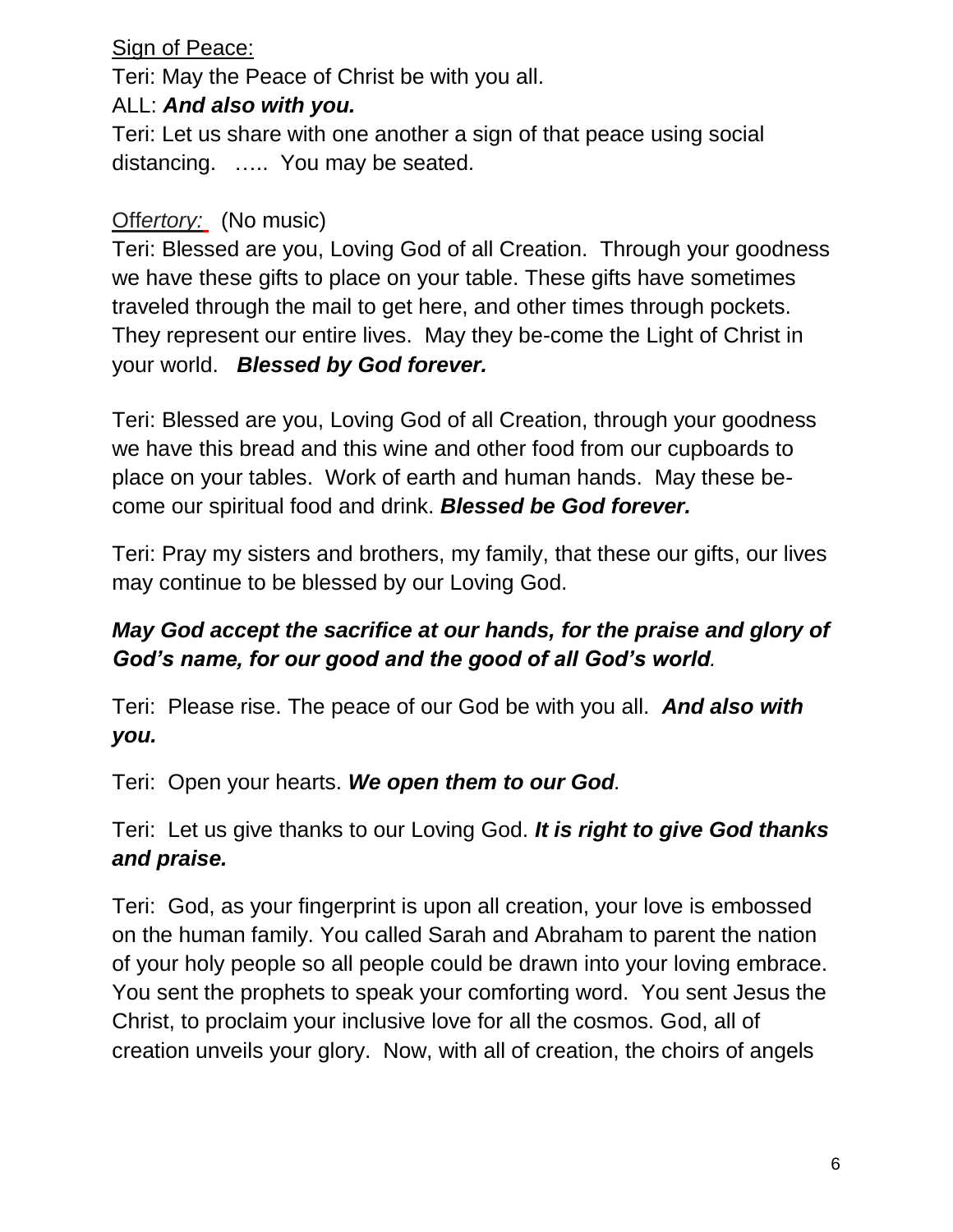Sign of Peace:

Teri: May the Peace of Christ be with you all.

ALL: ***And also with you.***

Teri: Let us share with one another a sign of that peace using social distancing. ….. You may be seated.

Off*ertory:* (No music)

Teri: Blessed are you, Loving God of all Creation. Through your goodness we have these gifts to place on your table. These gifts have sometimes traveled through the mail to get here, and other times through pockets. They represent our entire lives. May they be-come the Light of Christ in your world. ***Blessed by God forever.***

Teri: Blessed are you, Loving God of all Creation, through your goodness we have this bread and this wine and other food from our cupboards to place on your tables. Work of earth and human hands. May these be-come our spiritual food and drink. ***Blessed be God forever.***

Teri: Pray my sisters and brothers, my family, that these our gifts, our lives may continue to be blessed by our Loving God.

***May God accept the sacrifice at our hands, for the praise and glory of God's name, for our good and the good of all God's world.***

Teri: Please rise. The peace of our God be with you all. ***And also with you.***

Teri: Open your hearts. ***We open them to our God.***

Teri: Let us give thanks to our Loving God. ***It is right to give God thanks and praise.***

Teri: God, as your fingerprint is upon all creation, your love is embossed on the human family. You called Sarah and Abraham to parent the nation of your holy people so all people could be drawn into your loving embrace. You sent the prophets to speak your comforting word. You sent Jesus the Christ, to proclaim your inclusive love for all the cosmos. God, all of creation unveils your glory. Now, with all of creation, the choirs of angels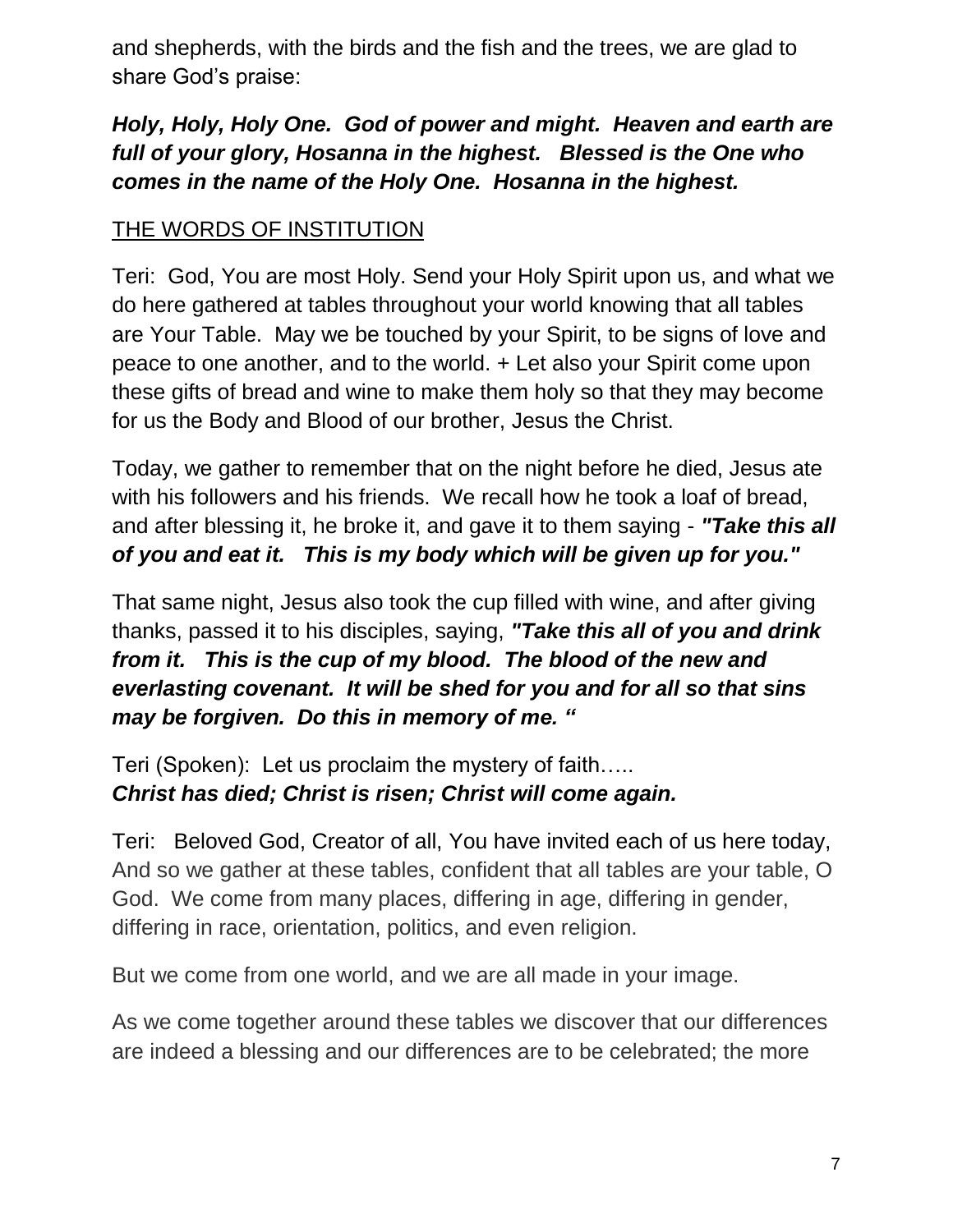and shepherds, with the birds and the fish and the trees, we are glad to share God's praise:

***Holy, Holy, Holy One. God of power and might. Heaven and earth are full of your glory, Hosanna in the highest. Blessed is the One who comes in the name of the Holy One. Hosanna in the highest.***

<u>THE WORDS OF INSTITUTION</u>

Teri: God, You are most Holy. Send your Holy Spirit upon us, and what we do here gathered at tables throughout your world knowing that all tables are Your Table. May we be touched by your Spirit, to be signs of love and peace to one another, and to the world. + Let also your Spirit come upon these gifts of bread and wine to make them holy so that they may become for us the Body and Blood of our brother, Jesus the Christ.

Today, we gather to remember that on the night before he died, Jesus ate with his followers and his friends. We recall how he took a loaf of bread, and after blessing it, he broke it, and gave it to them saying - ***"Take this all of you and eat it. This is my body which will be given up for you."***

That same night, Jesus also took the cup filled with wine, and after giving thanks, passed it to his disciples, saying, ***"Take this all of you and drink from it. This is the cup of my blood. The blood of the new and everlasting covenant. It will be shed for you and for all so that sins may be forgiven. Do this in memory of me. "***

Teri (Spoken): Let us proclaim the mystery of faith…..
***Christ has died; Christ is risen; Christ will come again.***

Teri: Beloved God, Creator of all, You have invited each of us here today, And so we gather at these tables, confident that all tables are your table, O God. We come from many places, differing in age, differing in gender, differing in race, orientation, politics, and even religion.

But we come from one world, and we are all made in your image.

As we come together around these tables we discover that our differences are indeed a blessing and our differences are to be celebrated; the more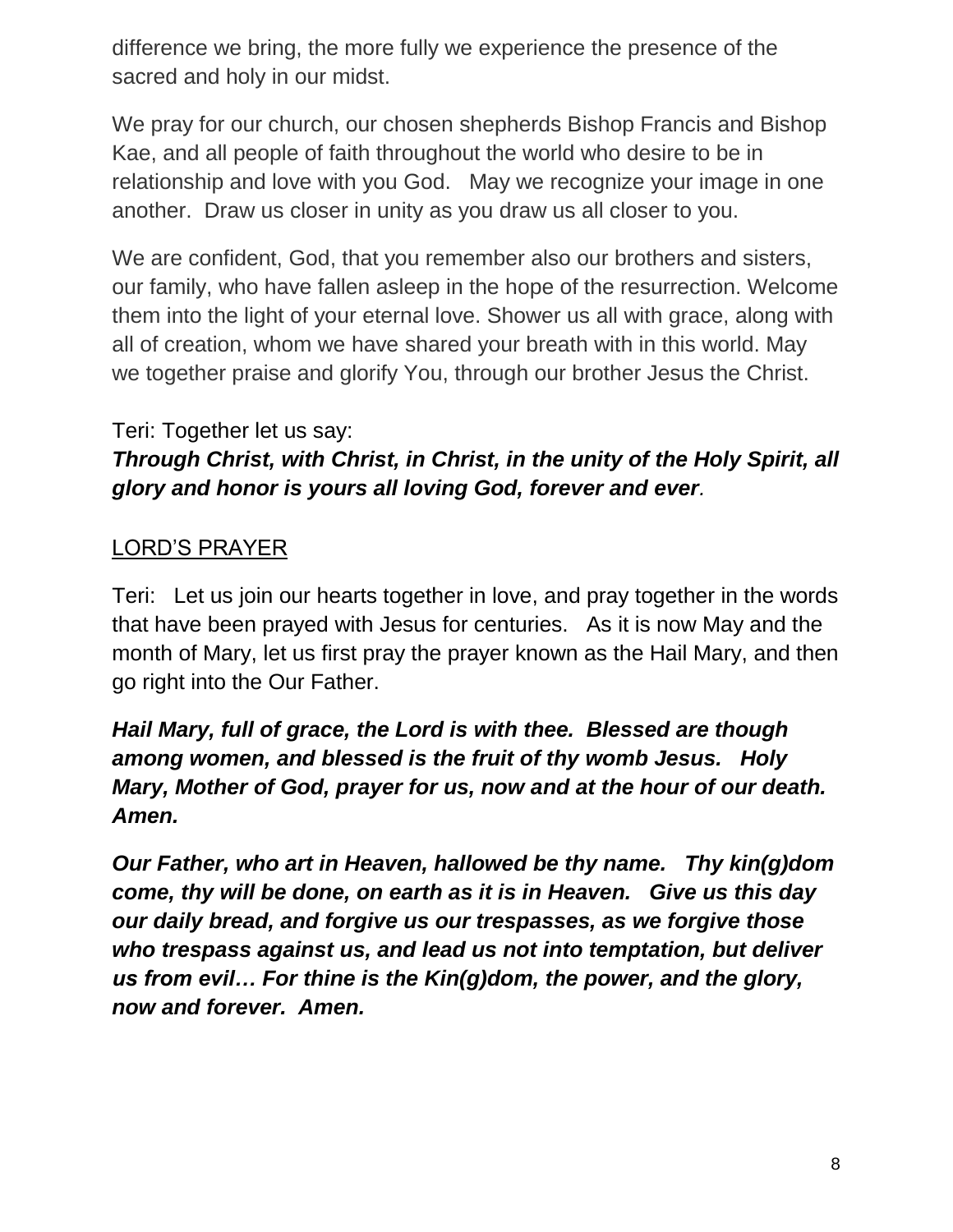difference we bring, the more fully we experience the presence of the sacred and holy in our midst.

We pray for our church, our chosen shepherds Bishop Francis and Bishop Kae, and all people of faith throughout the world who desire to be in relationship and love with you God. May we recognize your image in one another. Draw us closer in unity as you draw us all closer to you.

We are confident, God, that you remember also our brothers and sisters, our family, who have fallen asleep in the hope of the resurrection. Welcome them into the light of your eternal love. Shower us all with grace, along with all of creation, whom we have shared your breath with in this world. May we together praise and glorify You, through our brother Jesus the Christ.

Teri: Together let us say:
***Through Christ, with Christ, in Christ, in the unity of the Holy Spirit, all glory and honor is yours all loving God, forever and ever.***

<u>LORD'S PRAYER</u>

Teri: Let us join our hearts together in love, and pray together in the words that have been prayed with Jesus for centuries. As it is now May and the month of Mary, let us first pray the prayer known as the Hail Mary, and then go right into the Our Father.

***Hail Mary, full of grace, the Lord is with thee. Blessed are though among women, and blessed is the fruit of thy womb Jesus. Holy Mary, Mother of God, prayer for us, now and at the hour of our death. Amen.***

***Our Father, who art in Heaven, hallowed be thy name. Thy kin(g)dom come, thy will be done, on earth as it is in Heaven. Give us this day our daily bread, and forgive us our trespasses, as we forgive those who trespass against us, and lead us not into temptation, but deliver us from evil… For thine is the Kin(g)dom, the power, and the glory, now and forever. Amen.***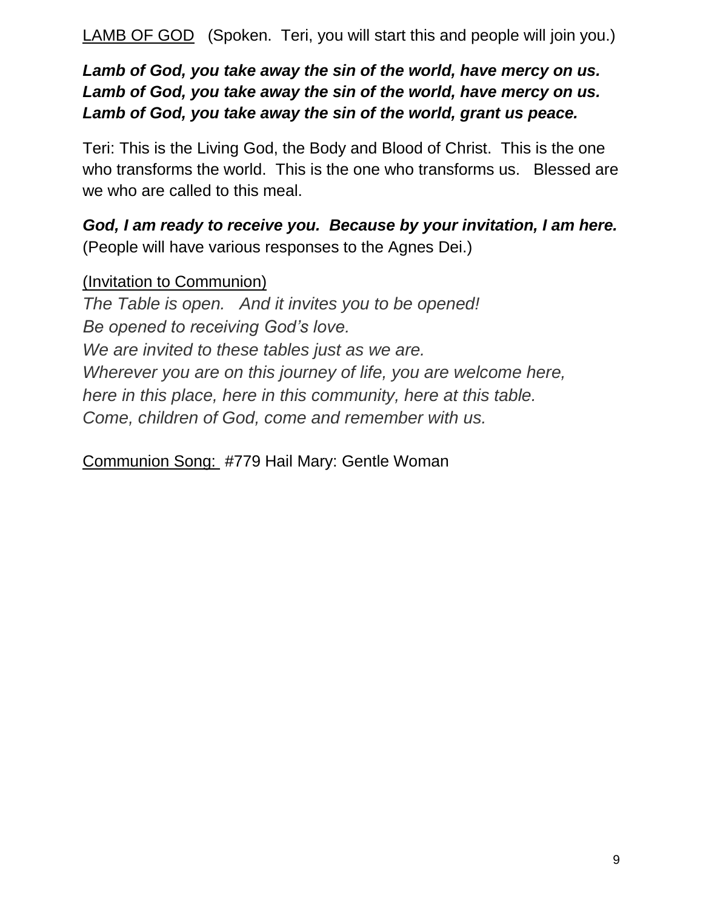<u>LAMB OF GOD</u> (Spoken. Teri, you will start this and people will join you.)

***Lamb of God, you take away the sin of the world, have mercy on us.***
***Lamb of God, you take away the sin of the world, have mercy on us.***
***Lamb of God, you take away the sin of the world, grant us peace.***

Teri: This is the Living God, the Body and Blood of Christ. This is the one who transforms the world. This is the one who transforms us. Blessed are we who are called to this meal.

***God, I am ready to receive you. Because by your invitation, I am here.***
(People will have various responses to the Agnes Dei.)

<u>(Invitation to Communion)</u>
*The Table is open. And it invites you to be opened!*
*Be opened to receiving God's love.*
*We are invited to these tables just as we are.*
*Wherever you are on this journey of life, you are welcome here,*
*here in this place, here in this community, here at this table.*
*Come, children of God, come and remember with us.*

<u>Communion Song:</u> #779 Hail Mary: Gentle Woman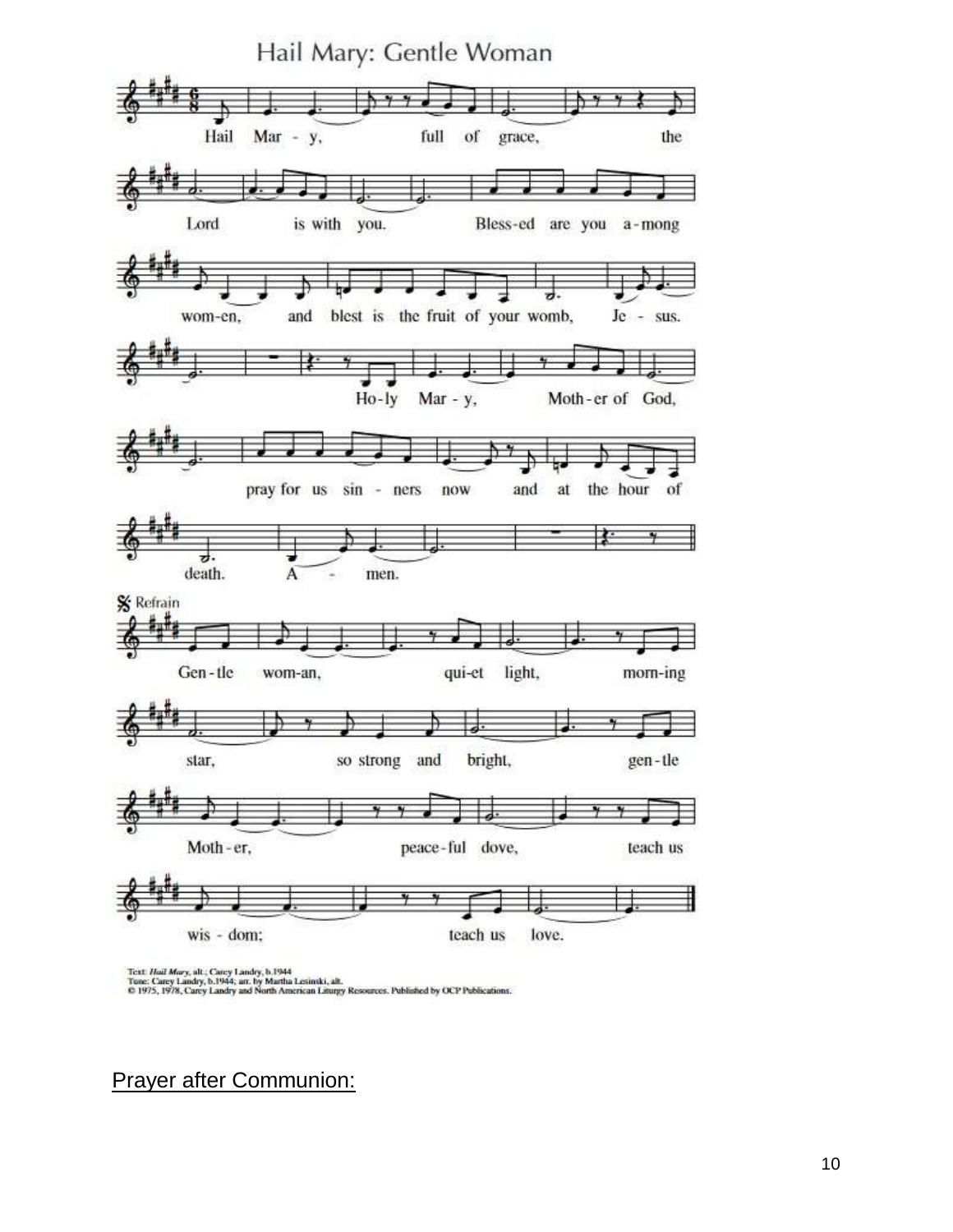# Hail Mary: Gentle Woman

Hail Mar - y, full of grace, the Lord is with you. Bless-ed are you a-mong wom-en, and blest is the fruit of your womb, Je - sus. Ho-ly Mar - y, Moth-er of God, pray for us sin - ners now and at the hour of death. A - men.

Refrain

Gen-tle wom-an, qui-et light, morn-ing star, so strong and bright, gen-tle Moth-er, peace-ful dove, teach us wis - dom; teach us love.

Text: *Hail Mary*, alt.; Carey Landry, b.1944
Tune: Carey Landry, b.1944; arr. by Martha Lesinski, alt.
© 1975, 1978, Carey Landry and North American Liturgy Resources. Published by OCP Publications.

Prayer after Communion: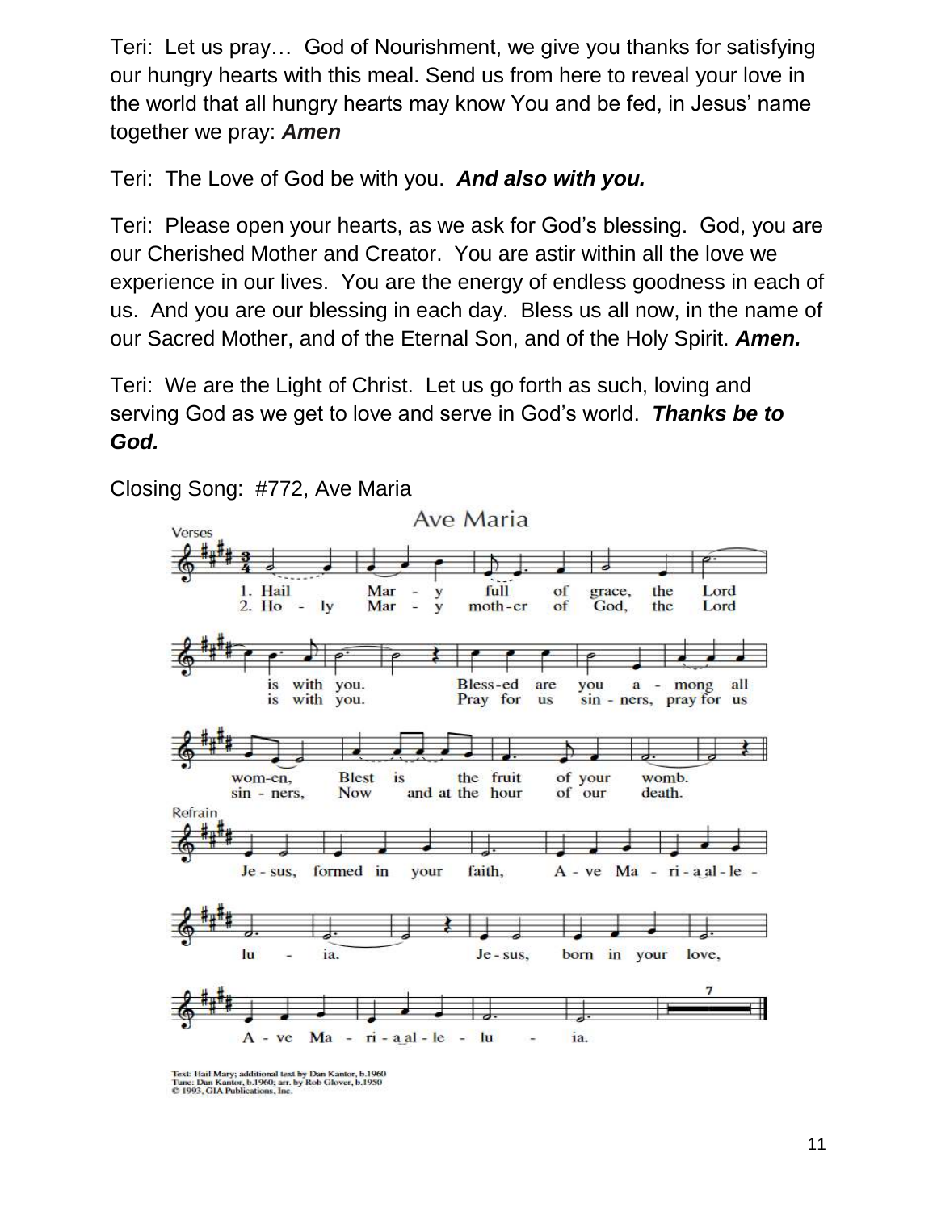Teri: Let us pray… God of Nourishment, we give you thanks for satisfying our hungry hearts with this meal. Send us from here to reveal your love in the world that all hungry hearts may know You and be fed, in Jesus' name together we pray: ***Amen***

Teri: The Love of God be with you. ***And also with you.***

Teri: Please open your hearts, as we ask for God's blessing. God, you are our Cherished Mother and Creator. You are astir within all the love we experience in our lives. You are the energy of endless goodness in each of us. And you are our blessing in each day. Bless us all now, in the name of our Sacred Mother, and of the Eternal Son, and of the Holy Spirit. ***Amen.***

Teri: We are the Light of Christ. Let us go forth as such, loving and serving God as we get to love and serve in God's world. ***Thanks be to God.***

Closing Song: #772, Ave Maria

Ave Maria

Verses

1. Hail Mary full of grace, the Lord is with you. Blessed are you among all women, Blest is the fruit of your womb.
2. Holy Mary mother of God, the Lord is with you. Pray for us sinners, pray for us sinners, Now and at the hour of our death.

Refrain

Jesus, formed in your faith, Ave Maria alleluia. Jesus, born in your love, Ave Maria alleluia.

Text: Hail Mary; additional text by Dan Kantor, b.1960
Tune: Dan Kantor, b.1960; arr. by Rob Glover, b.1950
© 1993, GIA Publications, Inc.